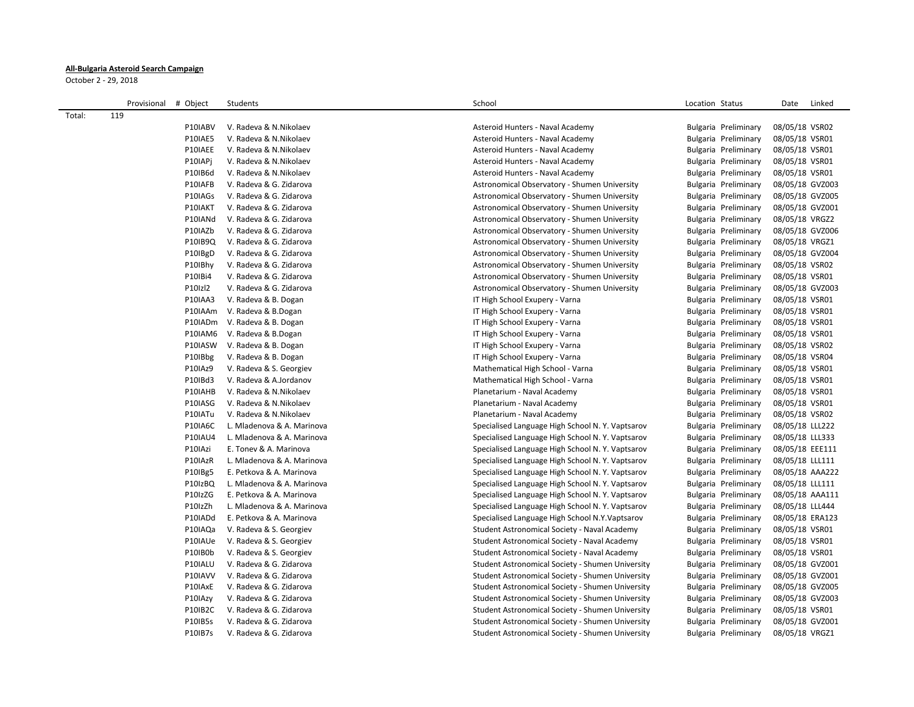**All-Bulgaria Asteroid Search Campaign**

October 2 - 29, 2018

| | Provisional | # Object | Students | School | Location | Status | Date | Linked |
|---|---|---|---|---|---|---|---|---|
| Total: | 119 | | | | | | | |
| | | P10IABV | V. Radeva & N.Nikolaev | Asteroid Hunters - Naval Academy | Bulgaria | Preliminary | 08/05/18 | VSR02 |
| | | P10IAE5 | V. Radeva & N.Nikolaev | Asteroid Hunters - Naval Academy | Bulgaria | Preliminary | 08/05/18 | VSR01 |
| | | P10IAEE | V. Radeva & N.Nikolaev | Asteroid Hunters - Naval Academy | Bulgaria | Preliminary | 08/05/18 | VSR01 |
| | | P10IAPj | V. Radeva & N.Nikolaev | Asteroid Hunters - Naval Academy | Bulgaria | Preliminary | 08/05/18 | VSR01 |
| | | P10IB6d | V. Radeva & N.Nikolaev | Asteroid Hunters - Naval Academy | Bulgaria | Preliminary | 08/05/18 | VSR01 |
| | | P10IAFB | V. Radeva & G. Zidarova | Astronomical Observatory - Shumen University | Bulgaria | Preliminary | 08/05/18 | GVZ003 |
| | | P10IAGs | V. Radeva & G. Zidarova | Astronomical Observatory - Shumen University | Bulgaria | Preliminary | 08/05/18 | GVZ005 |
| | | P10IAKT | V. Radeva & G. Zidarova | Astronomical Observatory - Shumen University | Bulgaria | Preliminary | 08/05/18 | GVZ001 |
| | | P10IANd | V. Radeva & G. Zidarova | Astronomical Observatory - Shumen University | Bulgaria | Preliminary | 08/05/18 | VRGZ2 |
| | | P10IAZb | V. Radeva & G. Zidarova | Astronomical Observatory - Shumen University | Bulgaria | Preliminary | 08/05/18 | GVZ006 |
| | | P10IB9Q | V. Radeva & G. Zidarova | Astronomical Observatory - Shumen University | Bulgaria | Preliminary | 08/05/18 | VRGZ1 |
| | | P10IBgD | V. Radeva & G. Zidarova | Astronomical Observatory - Shumen University | Bulgaria | Preliminary | 08/05/18 | GVZ004 |
| | | P10IBhy | V. Radeva & G. Zidarova | Astronomical Observatory - Shumen University | Bulgaria | Preliminary | 08/05/18 | VSR02 |
| | | P10IBi4 | V. Radeva & G. Zidarova | Astronomical Observatory - Shumen University | Bulgaria | Preliminary | 08/05/18 | VSR01 |
| | | P10Izl2 | V. Radeva & G. Zidarova | Astronomical Observatory - Shumen University | Bulgaria | Preliminary | 08/05/18 | GVZ003 |
| | | P10IAA3 | V. Radeva & B. Dogan | IT High School Exupery - Varna | Bulgaria | Preliminary | 08/05/18 | VSR01 |
| | | P10IAAm | V. Radeva & B.Dogan | IT High School Exupery - Varna | Bulgaria | Preliminary | 08/05/18 | VSR01 |
| | | P10IADm | V. Radeva & B. Dogan | IT High School Exupery - Varna | Bulgaria | Preliminary | 08/05/18 | VSR01 |
| | | P10IAM6 | V. Radeva & B.Dogan | IT High School Exupery - Varna | Bulgaria | Preliminary | 08/05/18 | VSR01 |
| | | P10IASW | V. Radeva & B. Dogan | IT High School Exupery - Varna | Bulgaria | Preliminary | 08/05/18 | VSR02 |
| | | P10IBbg | V. Radeva & B. Dogan | IT High School Exupery - Varna | Bulgaria | Preliminary | 08/05/18 | VSR04 |
| | | P10IAz9 | V. Radeva & S. Georgiev | Mathematical High School - Varna | Bulgaria | Preliminary | 08/05/18 | VSR01 |
| | | P10IBd3 | V. Radeva & A.Jordanov | Mathematical High School - Varna | Bulgaria | Preliminary | 08/05/18 | VSR01 |
| | | P10IAHB | V. Radeva & N.Nikolaev | Planetarium - Naval Academy | Bulgaria | Preliminary | 08/05/18 | VSR01 |
| | | P10IASG | V. Radeva & N.Nikolaev | Planetarium - Naval Academy | Bulgaria | Preliminary | 08/05/18 | VSR01 |
| | | P10IATu | V. Radeva & N.Nikolaev | Planetarium - Naval Academy | Bulgaria | Preliminary | 08/05/18 | VSR02 |
| | | P10IA6C | L. Mladenova & A. Marinova | Specialised Language High School N. Y. Vaptsarov | Bulgaria | Preliminary | 08/05/18 | LLL222 |
| | | P10IAU4 | L. Mladenova & A. Marinova | Specialised Language High School N. Y. Vaptsarov | Bulgaria | Preliminary | 08/05/18 | LLL333 |
| | | P10IAzi | E. Tonev & A. Marinova | Specialised Language High School N. Y. Vaptsarov | Bulgaria | Preliminary | 08/05/18 | EEE111 |
| | | P10IAzR | L. Mladenova & A. Marinova | Specialised Language High School N. Y. Vaptsarov | Bulgaria | Preliminary | 08/05/18 | LLL111 |
| | | P10IBg5 | E. Petkova & A. Marinova | Specialised Language High School N. Y. Vaptsarov | Bulgaria | Preliminary | 08/05/18 | AAA222 |
| | | P10IzBQ | L. Mladenova & A. Marinova | Specialised Language High School N. Y. Vaptsarov | Bulgaria | Preliminary | 08/05/18 | LLL111 |
| | | P10IzZG | E. Petkova & A. Marinova | Specialised Language High School N. Y. Vaptsarov | Bulgaria | Preliminary | 08/05/18 | AAA111 |
| | | P10IzZh | L. Mladenova & A. Marinova | Specialised Language High School N. Y. Vaptsarov | Bulgaria | Preliminary | 08/05/18 | LLL444 |
| | | P10IADd | E. Petkova & A. Marinova | Specialised Language High School N.Y.Vaptsarov | Bulgaria | Preliminary | 08/05/18 | ERA123 |
| | | P10IAQa | V. Radeva & S. Georgiev | Student Astronomical Society - Naval Academy | Bulgaria | Preliminary | 08/05/18 | VSR01 |
| | | P10IAUe | V. Radeva & S. Georgiev | Student Astronomical Society - Naval Academy | Bulgaria | Preliminary | 08/05/18 | VSR01 |
| | | P10IB0b | V. Radeva & S. Georgiev | Student Astronomical Society - Naval Academy | Bulgaria | Preliminary | 08/05/18 | VSR01 |
| | | P10IALU | V. Radeva & G. Zidarova | Student Astronomical Society - Shumen University | Bulgaria | Preliminary | 08/05/18 | GVZ001 |
| | | P10IAVV | V. Radeva & G. Zidarova | Student Astronomical Society - Shumen University | Bulgaria | Preliminary | 08/05/18 | GVZ001 |
| | | P10IAxE | V. Radeva & G. Zidarova | Student Astronomical Society - Shumen University | Bulgaria | Preliminary | 08/05/18 | GVZ005 |
| | | P10IAzy | V. Radeva & G. Zidarova | Student Astronomical Society - Shumen University | Bulgaria | Preliminary | 08/05/18 | GVZ003 |
| | | P10IB2C | V. Radeva & G. Zidarova | Student Astronomical Society - Shumen University | Bulgaria | Preliminary | 08/05/18 | VSR01 |
| | | P10IB5s | V. Radeva & G. Zidarova | Student Astronomical Society - Shumen University | Bulgaria | Preliminary | 08/05/18 | GVZ001 |
| | | P10IB7s | V. Radeva & G. Zidarova | Student Astronomical Society - Shumen University | Bulgaria | Preliminary | 08/05/18 | VRGZ1 |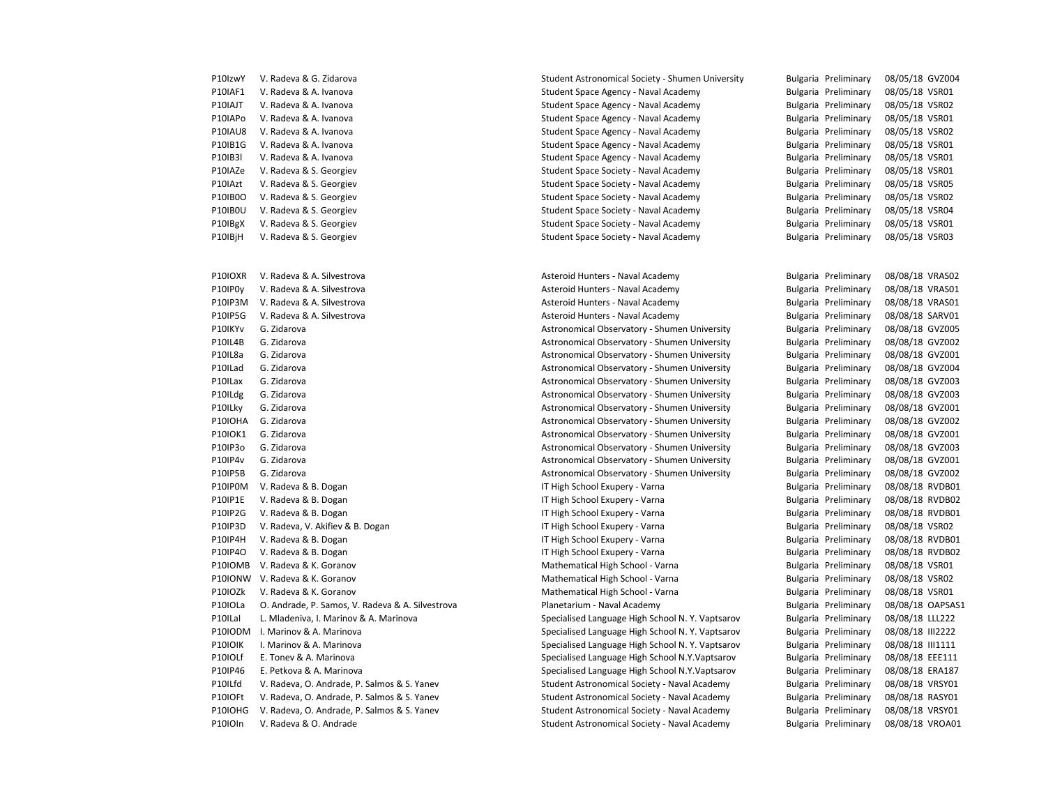| | | | | | | |
|---|---|---|---|---|---|---|
| P10IzwY | V. Radeva & G. Zidarova | Student Astronomical Society - Shumen University | Bulgaria | Preliminary | 08/05/18 | GVZ004 |
| P10IAF1 | V. Radeva & A. Ivanova | Student Space Agency - Naval Academy | Bulgaria | Preliminary | 08/05/18 | VSR01 |
| P10IAJT | V. Radeva & A. Ivanova | Student Space Agency - Naval Academy | Bulgaria | Preliminary | 08/05/18 | VSR02 |
| P10IAPo | V. Radeva & A. Ivanova | Student Space Agency - Naval Academy | Bulgaria | Preliminary | 08/05/18 | VSR01 |
| P10IAU8 | V. Radeva & A. Ivanova | Student Space Agency - Naval Academy | Bulgaria | Preliminary | 08/05/18 | VSR02 |
| P10IB1G | V. Radeva & A. Ivanova | Student Space Agency - Naval Academy | Bulgaria | Preliminary | 08/05/18 | VSR01 |
| P10IB3l | V. Radeva & A. Ivanova | Student Space Agency - Naval Academy | Bulgaria | Preliminary | 08/05/18 | VSR01 |
| P10IAZe | V. Radeva & S. Georgiev | Student Space Society - Naval Academy | Bulgaria | Preliminary | 08/05/18 | VSR01 |
| P10IAzt | V. Radeva & S. Georgiev | Student Space Society - Naval Academy | Bulgaria | Preliminary | 08/05/18 | VSR05 |
| P10IB0O | V. Radeva & S. Georgiev | Student Space Society - Naval Academy | Bulgaria | Preliminary | 08/05/18 | VSR02 |
| P10IB0U | V. Radeva & S. Georgiev | Student Space Society - Naval Academy | Bulgaria | Preliminary | 08/05/18 | VSR04 |
| P10IBgX | V. Radeva & S. Georgiev | Student Space Society - Naval Academy | Bulgaria | Preliminary | 08/05/18 | VSR01 |
| P10IBjH | V. Radeva & S. Georgiev | Student Space Society - Naval Academy | Bulgaria | Preliminary | 08/05/18 | VSR03 |

| | | | | | | |
|---|---|---|---|---|---|---|
| P10IOXR | V. Radeva & A. Silvestrova | Asteroid Hunters - Naval Academy | Bulgaria | Preliminary | 08/08/18 | VRAS02 |
| P10IP0y | V. Radeva & A. Silvestrova | Asteroid Hunters - Naval Academy | Bulgaria | Preliminary | 08/08/18 | VRAS01 |
| P10IP3M | V. Radeva & A. Silvestrova | Asteroid Hunters - Naval Academy | Bulgaria | Preliminary | 08/08/18 | VRAS01 |
| P10IP5G | V. Radeva & A. Silvestrova | Asteroid Hunters - Naval Academy | Bulgaria | Preliminary | 08/08/18 | SARV01 |
| P10IKYv | G. Zidarova | Astronomical Observatory - Shumen University | Bulgaria | Preliminary | 08/08/18 | GVZ005 |
| P10IL4B | G. Zidarova | Astronomical Observatory - Shumen University | Bulgaria | Preliminary | 08/08/18 | GVZ002 |
| P10IL8a | G. Zidarova | Astronomical Observatory - Shumen University | Bulgaria | Preliminary | 08/08/18 | GVZ001 |
| P10ILad | G. Zidarova | Astronomical Observatory - Shumen University | Bulgaria | Preliminary | 08/08/18 | GVZ004 |
| P10ILax | G. Zidarova | Astronomical Observatory - Shumen University | Bulgaria | Preliminary | 08/08/18 | GVZ003 |
| P10ILdg | G. Zidarova | Astronomical Observatory - Shumen University | Bulgaria | Preliminary | 08/08/18 | GVZ003 |
| P10ILky | G. Zidarova | Astronomical Observatory - Shumen University | Bulgaria | Preliminary | 08/08/18 | GVZ001 |
| P10IOHA | G. Zidarova | Astronomical Observatory - Shumen University | Bulgaria | Preliminary | 08/08/18 | GVZ002 |
| P10IOK1 | G. Zidarova | Astronomical Observatory - Shumen University | Bulgaria | Preliminary | 08/08/18 | GVZ001 |
| P10IP3o | G. Zidarova | Astronomical Observatory - Shumen University | Bulgaria | Preliminary | 08/08/18 | GVZ003 |
| P10IP4v | G. Zidarova | Astronomical Observatory - Shumen University | Bulgaria | Preliminary | 08/08/18 | GVZ001 |
| P10IP5B | G. Zidarova | Astronomical Observatory - Shumen University | Bulgaria | Preliminary | 08/08/18 | GVZ002 |
| P10IP0M | V. Radeva & B. Dogan | IT High School Exupery - Varna | Bulgaria | Preliminary | 08/08/18 | RVDB01 |
| P10IP1E | V. Radeva & B. Dogan | IT High School Exupery - Varna | Bulgaria | Preliminary | 08/08/18 | RVDB02 |
| P10IP2G | V. Radeva & B. Dogan | IT High School Exupery - Varna | Bulgaria | Preliminary | 08/08/18 | RVDB01 |
| P10IP3D | V. Radeva, V. Akifiev & B. Dogan | IT High School Exupery - Varna | Bulgaria | Preliminary | 08/08/18 | VSR02 |
| P10IP4H | V. Radeva & B. Dogan | IT High School Exupery - Varna | Bulgaria | Preliminary | 08/08/18 | RVDB01 |
| P10IP4O | V. Radeva & B. Dogan | IT High School Exupery - Varna | Bulgaria | Preliminary | 08/08/18 | RVDB02 |
| P10IOMB | V. Radeva & K. Goranov | Mathematical High School - Varna | Bulgaria | Preliminary | 08/08/18 | VSR01 |
| P10IONW | V. Radeva & K. Goranov | Mathematical High School - Varna | Bulgaria | Preliminary | 08/08/18 | VSR02 |
| P10IOZk | V. Radeva & K. Goranov | Mathematical High School - Varna | Bulgaria | Preliminary | 08/08/18 | VSR01 |
| P10IOLa | O. Andrade, P. Samos, V. Radeva & A. Silvestrova | Planetarium - Naval Academy | Bulgaria | Preliminary | 08/08/18 | OAPSAS1 |
| P10ILal | L. Mladeniva, I. Marinov & A. Marinova | Specialised Language High School N. Y. Vaptsarov | Bulgaria | Preliminary | 08/08/18 | LLL222 |
| P10IODM | I. Marinov & A. Marinova | Specialised Language High School N. Y. Vaptsarov | Bulgaria | Preliminary | 08/08/18 | III2222 |
| P10IOIK | I. Marinov & A. Marinova | Specialised Language High School N. Y. Vaptsarov | Bulgaria | Preliminary | 08/08/18 | III1111 |
| P10IOLf | E. Tonev & A. Marinova | Specialised Language High School N.Y.Vaptsarov | Bulgaria | Preliminary | 08/08/18 | EEE111 |
| P10IP46 | E. Petkova & A. Marinova | Specialised Language High School N.Y.Vaptsarov | Bulgaria | Preliminary | 08/08/18 | ERA187 |
| P10ILfd | V. Radeva, O. Andrade, P. Salmos & S. Yanev | Student Astronomical Society - Naval Academy | Bulgaria | Preliminary | 08/08/18 | VRSY01 |
| P10IOFt | V. Radeva, O. Andrade, P. Salmos & S. Yanev | Student Astronomical Society - Naval Academy | Bulgaria | Preliminary | 08/08/18 | RASY01 |
| P10IOHG | V. Radeva, O. Andrade, P. Salmos & S. Yanev | Student Astronomical Society - Naval Academy | Bulgaria | Preliminary | 08/08/18 | VRSY01 |
| P10IOIn | V. Radeva & O. Andrade | Student Astronomical Society - Naval Academy | Bulgaria | Preliminary | 08/08/18 | VROA01 |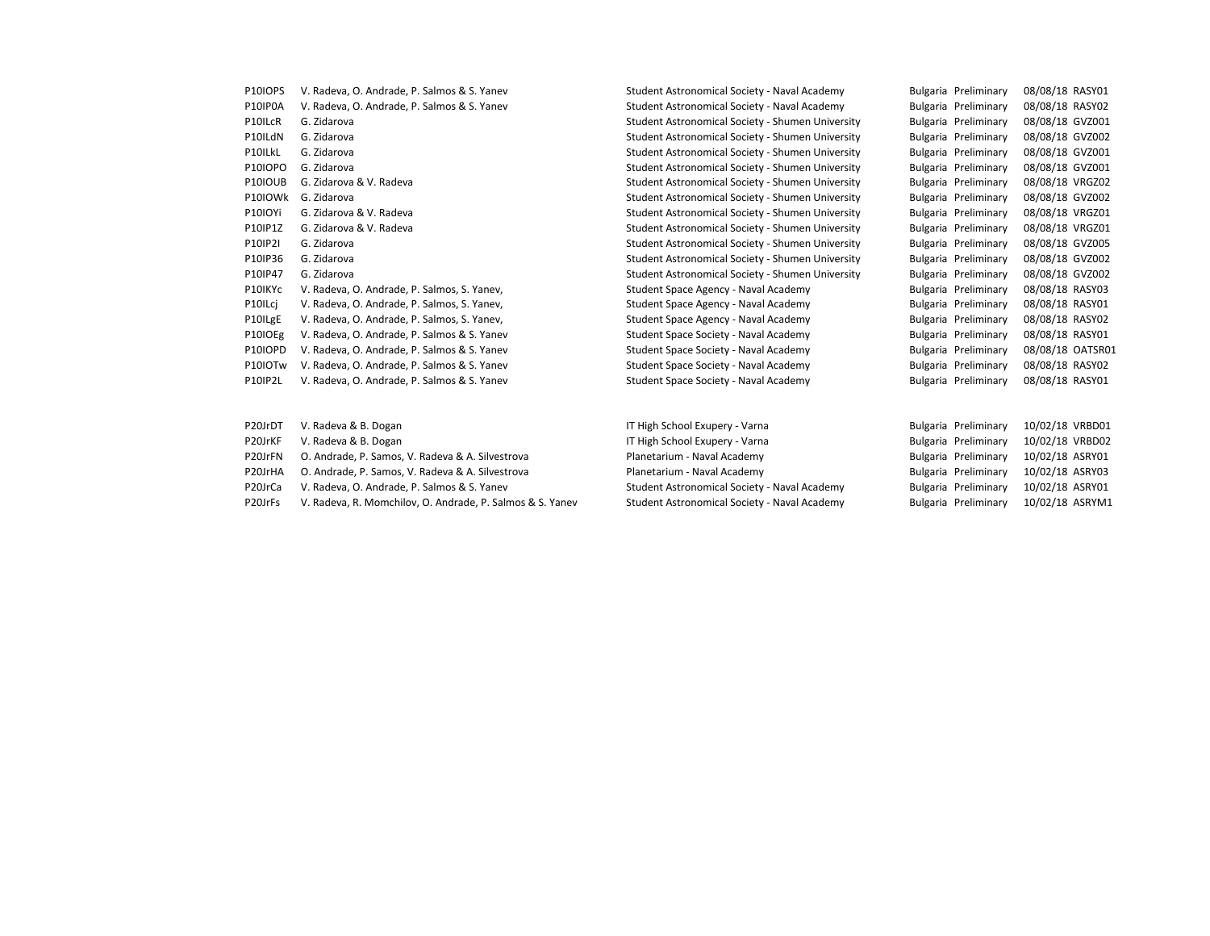| | | | | | | |
|---|---|---|---|---|---|---|
| P10IOPS | V. Radeva, O. Andrade, P. Salmos & S. Yanev | Student Astronomical Society - Naval Academy | Bulgaria | Preliminary | 08/08/18 | RASY01 |
| P10IP0A | V. Radeva, O. Andrade, P. Salmos & S. Yanev | Student Astronomical Society - Naval Academy | Bulgaria | Preliminary | 08/08/18 | RASY02 |
| P10ILcR | G. Zidarova | Student Astronomical Society - Shumen University | Bulgaria | Preliminary | 08/08/18 | GVZ001 |
| P10ILdN | G. Zidarova | Student Astronomical Society - Shumen University | Bulgaria | Preliminary | 08/08/18 | GVZ002 |
| P10ILkL | G. Zidarova | Student Astronomical Society - Shumen University | Bulgaria | Preliminary | 08/08/18 | GVZ001 |
| P10IOPO | G. Zidarova | Student Astronomical Society - Shumen University | Bulgaria | Preliminary | 08/08/18 | GVZ001 |
| P10IOUB | G. Zidarova & V. Radeva | Student Astronomical Society - Shumen University | Bulgaria | Preliminary | 08/08/18 | VRGZ02 |
| P10IOWk | G. Zidarova | Student Astronomical Society - Shumen University | Bulgaria | Preliminary | 08/08/18 | GVZ002 |
| P10IOYi | G. Zidarova & V. Radeva | Student Astronomical Society - Shumen University | Bulgaria | Preliminary | 08/08/18 | VRGZ01 |
| P10IP1Z | G. Zidarova & V. Radeva | Student Astronomical Society - Shumen University | Bulgaria | Preliminary | 08/08/18 | VRGZ01 |
| P10IP2I | G. Zidarova | Student Astronomical Society - Shumen University | Bulgaria | Preliminary | 08/08/18 | GVZ005 |
| P10IP36 | G. Zidarova | Student Astronomical Society - Shumen University | Bulgaria | Preliminary | 08/08/18 | GVZ002 |
| P10IP47 | G. Zidarova | Student Astronomical Society - Shumen University | Bulgaria | Preliminary | 08/08/18 | GVZ002 |
| P10IKYc | V. Radeva, O. Andrade, P. Salmos, S. Yanev, | Student Space Agency - Naval Academy | Bulgaria | Preliminary | 08/08/18 | RASY03 |
| P10ILcj | V. Radeva, O. Andrade, P. Salmos, S. Yanev, | Student Space Agency - Naval Academy | Bulgaria | Preliminary | 08/08/18 | RASY01 |
| P10ILgE | V. Radeva, O. Andrade, P. Salmos, S. Yanev, | Student Space Agency - Naval Academy | Bulgaria | Preliminary | 08/08/18 | RASY02 |
| P10IOEg | V. Radeva, O. Andrade, P. Salmos & S. Yanev | Student Space Society - Naval Academy | Bulgaria | Preliminary | 08/08/18 | RASY01 |
| P10IOPD | V. Radeva, O. Andrade, P. Salmos & S. Yanev | Student Space Society - Naval Academy | Bulgaria | Preliminary | 08/08/18 | OATSR01 |
| P10IOTw | V. Radeva, O. Andrade, P. Salmos & S. Yanev | Student Space Society - Naval Academy | Bulgaria | Preliminary | 08/08/18 | RASY02 |
| P10IP2L | V. Radeva, O. Andrade, P. Salmos & S. Yanev | Student Space Society - Naval Academy | Bulgaria | Preliminary | 08/08/18 | RASY01 |
| | | | | | | |
| P20JrDT | V. Radeva & B. Dogan | IT High School Exupery - Varna | Bulgaria | Preliminary | 10/02/18 | VRBD01 |
| P20JrKF | V. Radeva & B. Dogan | IT High School Exupery - Varna | Bulgaria | Preliminary | 10/02/18 | VRBD02 |
| P20JrFN | O. Andrade, P. Samos, V. Radeva & A. Silvestrova | Planetarium - Naval Academy | Bulgaria | Preliminary | 10/02/18 | ASRY01 |
| P20JrHA | O. Andrade, P. Samos, V. Radeva & A. Silvestrova | Planetarium - Naval Academy | Bulgaria | Preliminary | 10/02/18 | ASRY03 |
| P20JrCa | V. Radeva, O. Andrade, P. Salmos & S. Yanev | Student Astronomical Society - Naval Academy | Bulgaria | Preliminary | 10/02/18 | ASRY01 |
| P20JrFs | V. Radeva, R. Momchilov, O. Andrade, P. Salmos & S. Yanev | Student Astronomical Society - Naval Academy | Bulgaria | Preliminary | 10/02/18 | ASRYM1 |